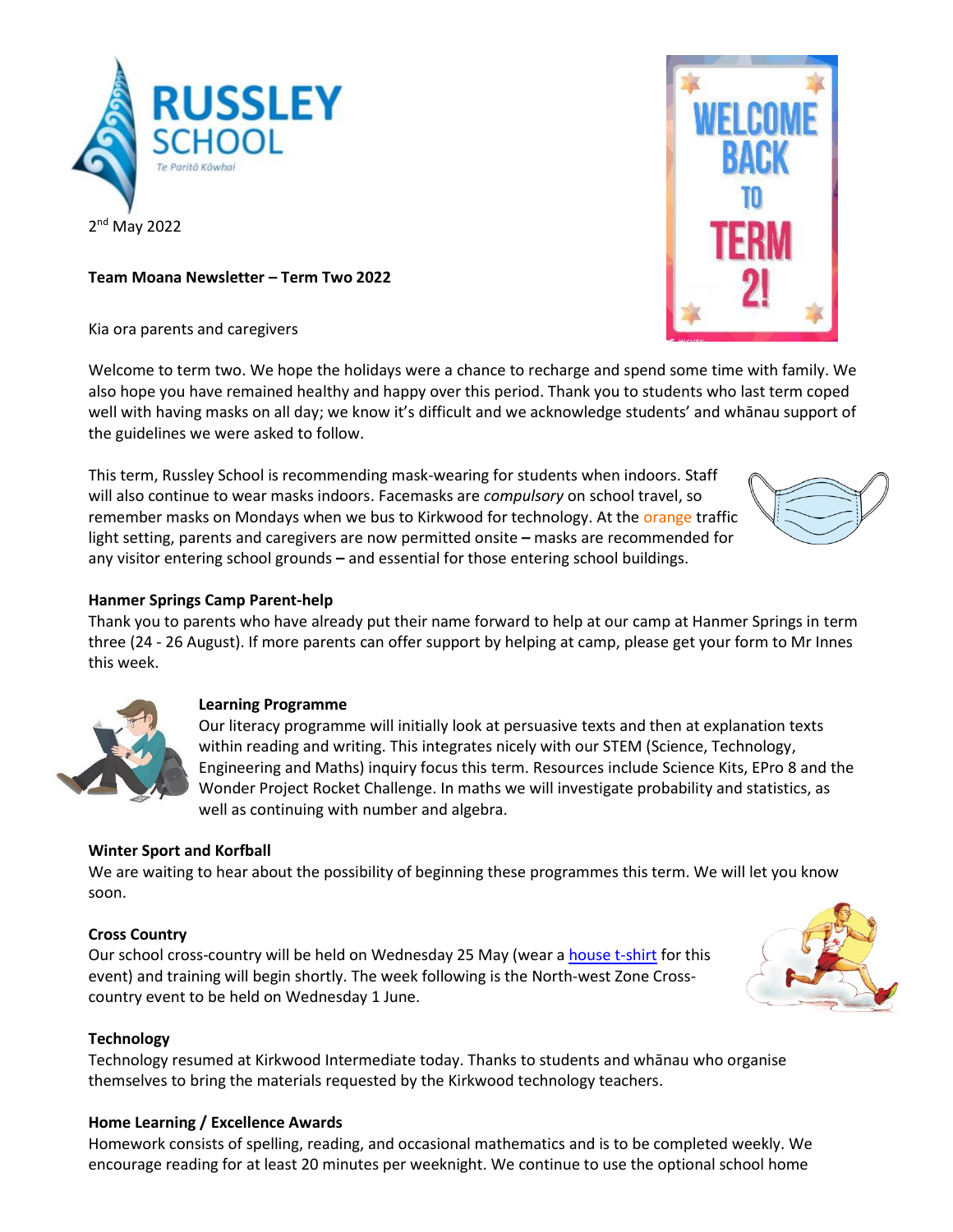RUSSLEY SCHOOL

Te Paritō Kōwhai

2nd May 2022

**Team Moana Newsletter – Term Two 2022**

Kia ora parents and caregivers

Welcome to term two. We hope the holidays were a chance to recharge and spend some time with family. We also hope you have remained healthy and happy over this period. Thank you to students who last term coped well with having masks on all day; we know it's difficult and we acknowledge students' and whānau support of the guidelines we were asked to follow.

This term, Russley School is recommending mask-wearing for students when indoors. Staff will also continue to wear masks indoors. Facemasks are *compulsory* on school travel, so remember masks on Mondays when we bus to Kirkwood for technology. At the orange traffic light setting, parents and caregivers are now permitted onsite **–** masks are recommended for any visitor entering school grounds **–** and essential for those entering school buildings.

**Hanmer Springs Camp Parent-help**

Thank you to parents who have already put their name forward to help at our camp at Hanmer Springs in term three (24 - 26 August). If more parents can offer support by helping at camp, please get your form to Mr Innes this week.

**Learning Programme**

Our literacy programme will initially look at persuasive texts and then at explanation texts within reading and writing. This integrates nicely with our STEM (Science, Technology, Engineering and Maths) inquiry focus this term. Resources include Science Kits, EPro 8 and the Wonder Project Rocket Challenge. In maths we will investigate probability and statistics, as well as continuing with number and algebra.

**Winter Sport and Korfball**

We are waiting to hear about the possibility of beginning these programmes this term. We will let you know soon.

**Cross Country**

Our school cross-country will be held on Wednesday 25 May (wear a house t-shirt for this event) and training will begin shortly. The week following is the North-west Zone Cross-country event to be held on Wednesday 1 June.

**Technology**

Technology resumed at Kirkwood Intermediate today. Thanks to students and whānau who organise themselves to bring the materials requested by the Kirkwood technology teachers.

**Home Learning / Excellence Awards**

Homework consists of spelling, reading, and occasional mathematics and is to be completed weekly. We encourage reading for at least 20 minutes per weeknight. We continue to use the optional school home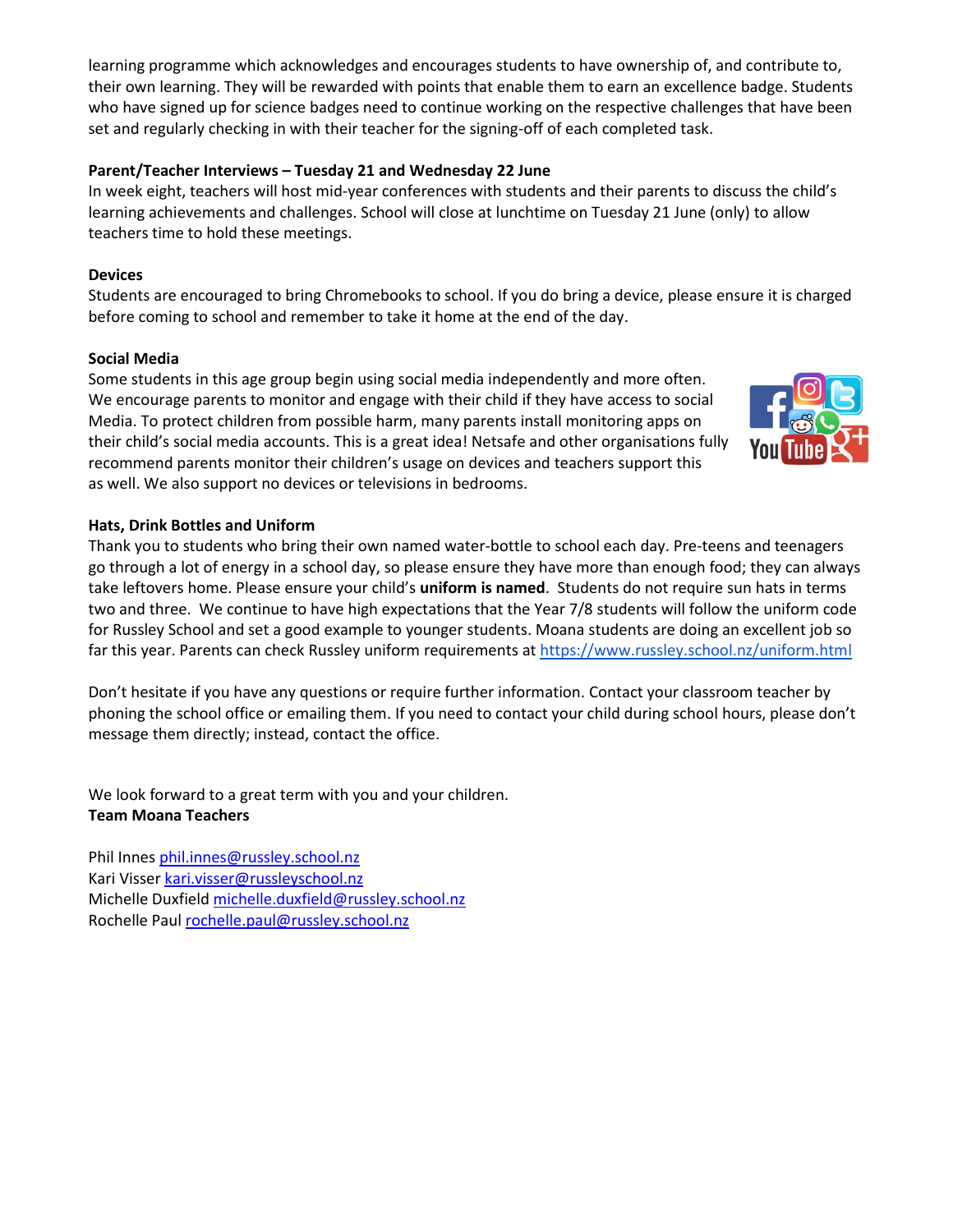learning programme which acknowledges and encourages students to have ownership of, and contribute to, their own learning. They will be rewarded with points that enable them to earn an excellence badge. Students who have signed up for science badges need to continue working on the respective challenges that have been set and regularly checking in with their teacher for the signing-off of each completed task.

**Parent/Teacher Interviews – Tuesday 21 and Wednesday 22 June**
In week eight, teachers will host mid-year conferences with students and their parents to discuss the child's learning achievements and challenges. School will close at lunchtime on Tuesday 21 June (only) to allow teachers time to hold these meetings.

**Devices**
Students are encouraged to bring Chromebooks to school. If you do bring a device, please ensure it is charged before coming to school and remember to take it home at the end of the day.

**Social Media**
Some students in this age group begin using social media independently and more often. We encourage parents to monitor and engage with their child if they have access to social Media. To protect children from possible harm, many parents install monitoring apps on their child's social media accounts. This is a great idea! Netsafe and other organisations fully recommend parents monitor their children's usage on devices and teachers support this as well. We also support no devices or televisions in bedrooms.

**Hats, Drink Bottles and Uniform**
Thank you to students who bring their own named water-bottle to school each day. Pre-teens and teenagers go through a lot of energy in a school day, so please ensure they have more than enough food; they can always take leftovers home. Please ensure your child's **uniform is named**. Students do not require sun hats in terms two and three. We continue to have high expectations that the Year 7/8 students will follow the uniform code for Russley School and set a good example to younger students. Moana students are doing an excellent job so far this year. Parents can check Russley uniform requirements at https://www.russley.school.nz/uniform.html

Don't hesitate if you have any questions or require further information. Contact your classroom teacher by phoning the school office or emailing them. If you need to contact your child during school hours, please don't message them directly; instead, contact the office.

We look forward to a great term with you and your children.
**Team Moana Teachers**

Phil Innes phil.innes@russley.school.nz
Kari Visser kari.visser@russleyschool.nz
Michelle Duxfield michelle.duxfield@russley.school.nz
Rochelle Paul rochelle.paul@russley.school.nz